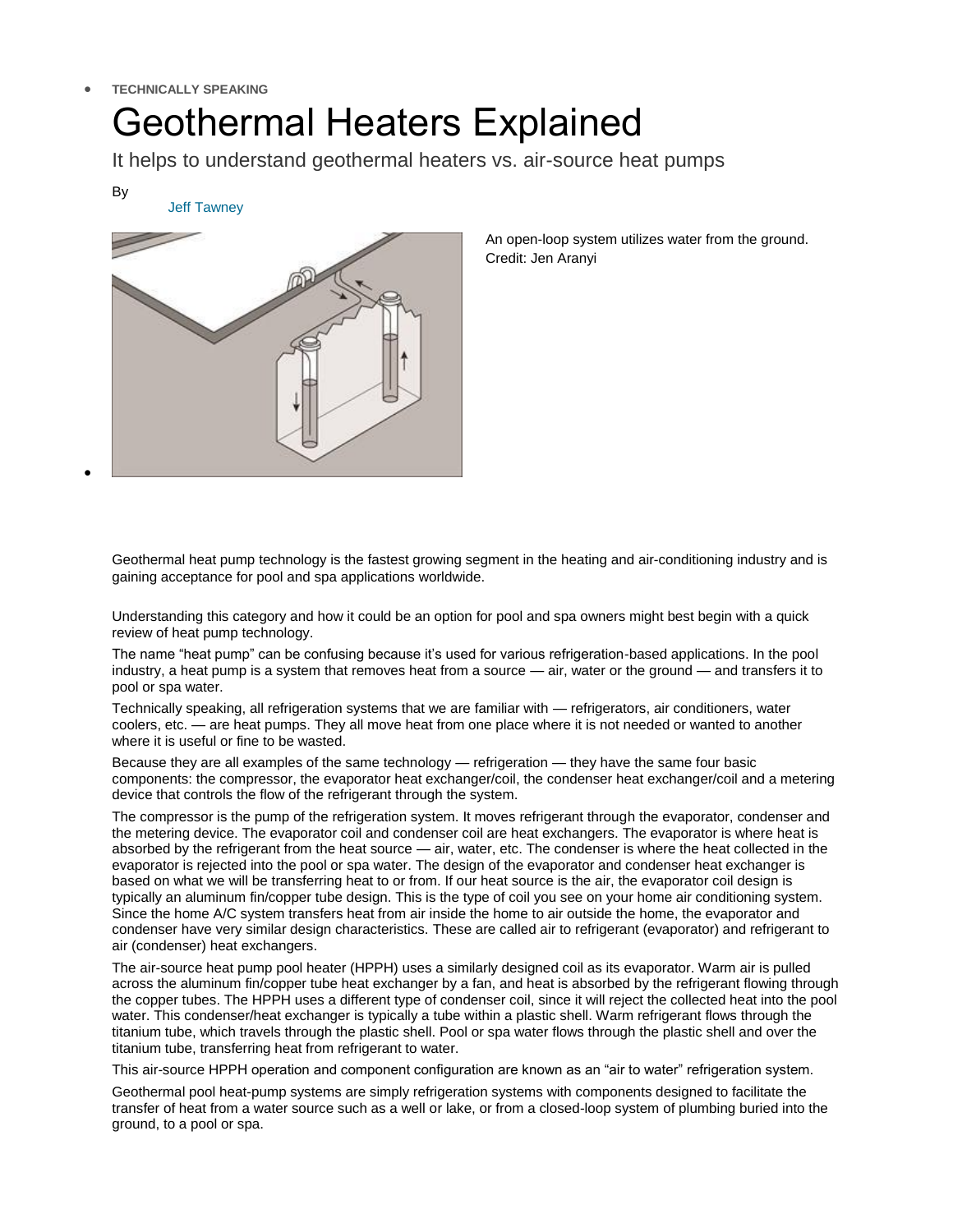- **TECHNICALLY SPEAKING**

# Geothermal Heaters Explained

## It helps to understand geothermal heaters vs. air-source heat pumps

By

Jeff Tawney

An open-loop system utilizes water from the ground. Credit: Jen Aranyi

Geothermal heat pump technology is the fastest growing segment in the heating and air-conditioning industry and is gaining acceptance for pool and spa applications worldwide.

Understanding this category and how it could be an option for pool and spa owners might best begin with a quick review of heat pump technology.

The name "heat pump" can be confusing because it's used for various refrigeration-based applications. In the pool industry, a heat pump is a system that removes heat from a source — air, water or the ground — and transfers it to pool or spa water.

Technically speaking, all refrigeration systems that we are familiar with — refrigerators, air conditioners, water coolers, etc. — are heat pumps. They all move heat from one place where it is not needed or wanted to another where it is useful or fine to be wasted.

Because they are all examples of the same technology — refrigeration — they have the same four basic components: the compressor, the evaporator heat exchanger/coil, the condenser heat exchanger/coil and a metering device that controls the flow of the refrigerant through the system.

The compressor is the pump of the refrigeration system. It moves refrigerant through the evaporator, condenser and the metering device. The evaporator coil and condenser coil are heat exchangers. The evaporator is where heat is absorbed by the refrigerant from the heat source — air, water, etc. The condenser is where the heat collected in the evaporator is rejected into the pool or spa water. The design of the evaporator and condenser heat exchanger is based on what we will be transferring heat to or from. If our heat source is the air, the evaporator coil design is typically an aluminum fin/copper tube design. This is the type of coil you see on your home air conditioning system. Since the home A/C system transfers heat from air inside the home to air outside the home, the evaporator and condenser have very similar design characteristics. These are called air to refrigerant (evaporator) and refrigerant to air (condenser) heat exchangers.

The air-source heat pump pool heater (HPPH) uses a similarly designed coil as its evaporator. Warm air is pulled across the aluminum fin/copper tube heat exchanger by a fan, and heat is absorbed by the refrigerant flowing through the copper tubes. The HPPH uses a different type of condenser coil, since it will reject the collected heat into the pool water. This condenser/heat exchanger is typically a tube within a plastic shell. Warm refrigerant flows through the titanium tube, which travels through the plastic shell. Pool or spa water flows through the plastic shell and over the titanium tube, transferring heat from refrigerant to water.

This air-source HPPH operation and component configuration are known as an "air to water" refrigeration system.

Geothermal pool heat-pump systems are simply refrigeration systems with components designed to facilitate the transfer of heat from a water source such as a well or lake, or from a closed-loop system of plumbing buried into the ground, to a pool or spa.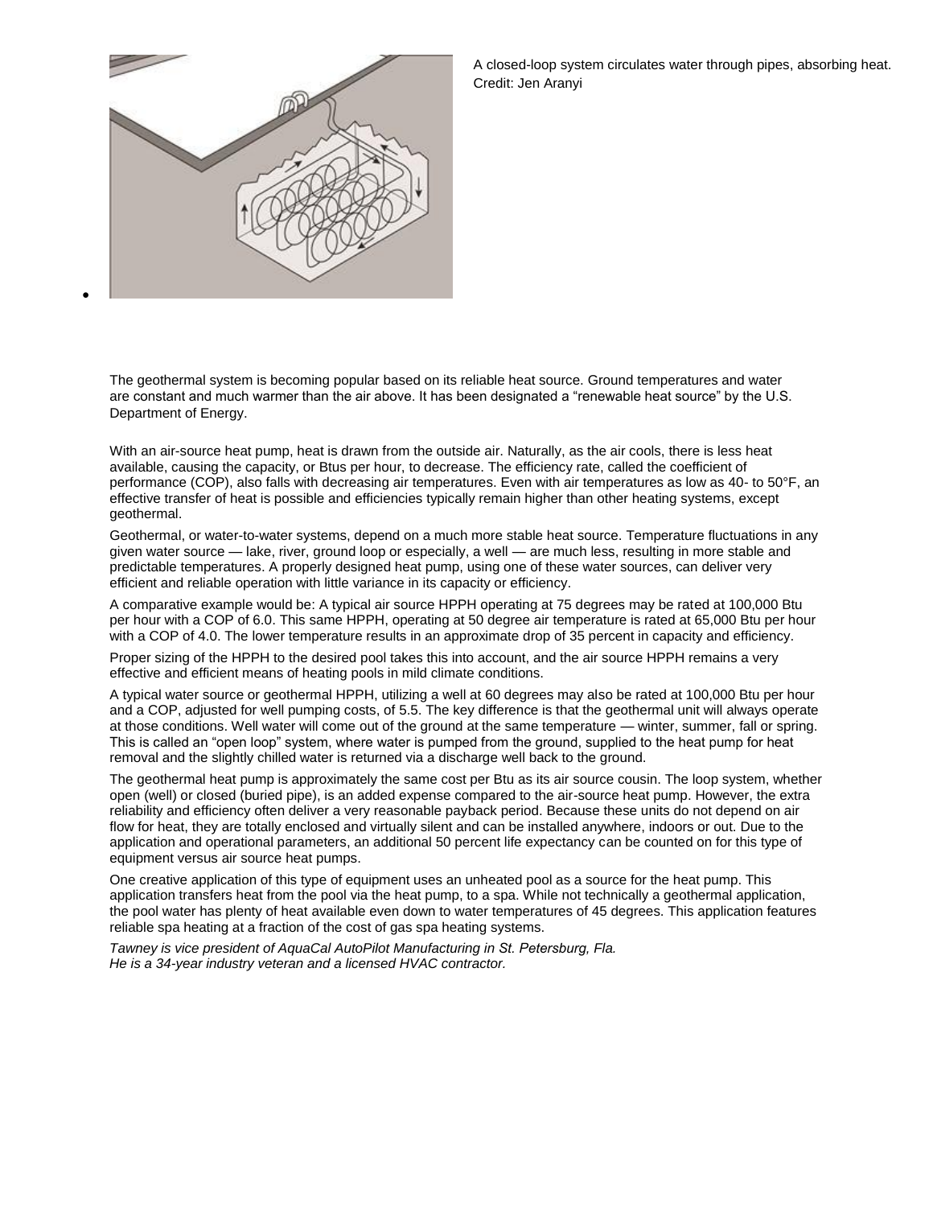A closed-loop system circulates water through pipes, absorbing heat.
Credit: Jen Aranyi

The geothermal system is becoming popular based on its reliable heat source. Ground temperatures and water are constant and much warmer than the air above. It has been designated a "renewable heat source" by the U.S. Department of Energy.

With an air-source heat pump, heat is drawn from the outside air. Naturally, as the air cools, there is less heat available, causing the capacity, or Btus per hour, to decrease. The efficiency rate, called the coefficient of performance (COP), also falls with decreasing air temperatures. Even with air temperatures as low as 40- to 50°F, an effective transfer of heat is possible and efficiencies typically remain higher than other heating systems, except geothermal.

Geothermal, or water-to-water systems, depend on a much more stable heat source. Temperature fluctuations in any given water source — lake, river, ground loop or especially, a well — are much less, resulting in more stable and predictable temperatures. A properly designed heat pump, using one of these water sources, can deliver very efficient and reliable operation with little variance in its capacity or efficiency.

A comparative example would be: A typical air source HPPH operating at 75 degrees may be rated at 100,000 Btu per hour with a COP of 6.0. This same HPPH, operating at 50 degree air temperature is rated at 65,000 Btu per hour with a COP of 4.0. The lower temperature results in an approximate drop of 35 percent in capacity and efficiency.

Proper sizing of the HPPH to the desired pool takes this into account, and the air source HPPH remains a very effective and efficient means of heating pools in mild climate conditions.

A typical water source or geothermal HPPH, utilizing a well at 60 degrees may also be rated at 100,000 Btu per hour and a COP, adjusted for well pumping costs, of 5.5. The key difference is that the geothermal unit will always operate at those conditions. Well water will come out of the ground at the same temperature — winter, summer, fall or spring. This is called an "open loop" system, where water is pumped from the ground, supplied to the heat pump for heat removal and the slightly chilled water is returned via a discharge well back to the ground.

The geothermal heat pump is approximately the same cost per Btu as its air source cousin. The loop system, whether open (well) or closed (buried pipe), is an added expense compared to the air-source heat pump. However, the extra reliability and efficiency often deliver a very reasonable payback period. Because these units do not depend on air flow for heat, they are totally enclosed and virtually silent and can be installed anywhere, indoors or out. Due to the application and operational parameters, an additional 50 percent life expectancy can be counted on for this type of equipment versus air source heat pumps.

One creative application of this type of equipment uses an unheated pool as a source for the heat pump. This application transfers heat from the pool via the heat pump, to a spa. While not technically a geothermal application, the pool water has plenty of heat available even down to water temperatures of 45 degrees. This application features reliable spa heating at a fraction of the cost of gas spa heating systems.

*Tawney is vice president of AquaCal AutoPilot Manufacturing in St. Petersburg, Fla.*
*He is a 34-year industry veteran and a licensed HVAC contractor.*